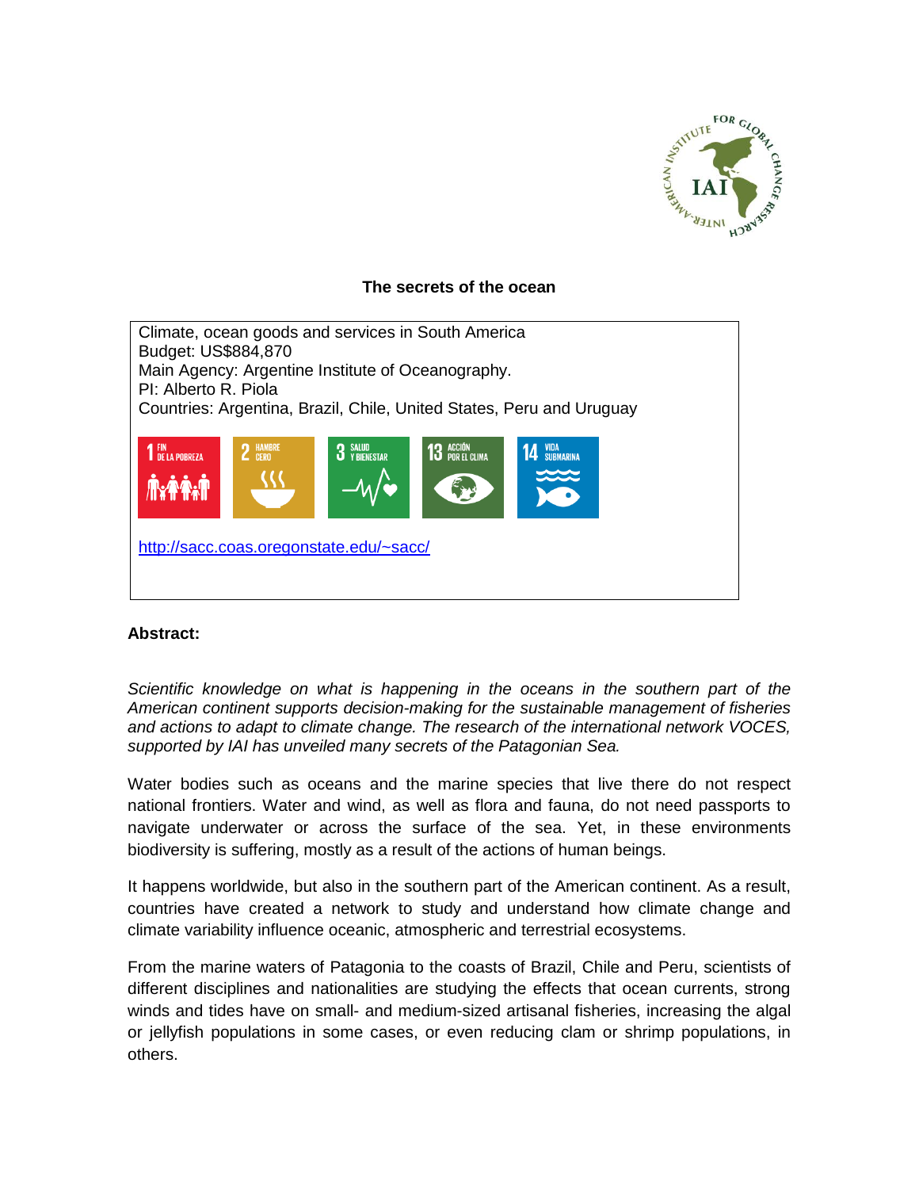# The secrets of the ocean

Climate, ocean goods and services in South America
Budget: US$884,870
Main Agency: Argentine Institute of Oceanography.
PI: Alberto R. Piola
Countries: Argentina, Brazil, Chile, United States, Peru and Uruguay

1 FIN DE LA POBREZA | 2 HAMBRE CERO | 3 SALUD Y BIENESTAR | 13 ACCIÓN POR EL CLIMA | 14 VIDA SUBMARINA

http://sacc.coas.oregonstate.edu/~sacc/

**Abstract:**

*Scientific knowledge on what is happening in the oceans in the southern part of the American continent supports decision-making for the sustainable management of fisheries and actions to adapt to climate change. The research of the international network VOCES, supported by IAI has unveiled many secrets of the Patagonian Sea.*

Water bodies such as oceans and the marine species that live there do not respect national frontiers. Water and wind, as well as flora and fauna, do not need passports to navigate underwater or across the surface of the sea. Yet, in these environments biodiversity is suffering, mostly as a result of the actions of human beings.

It happens worldwide, but also in the southern part of the American continent. As a result, countries have created a network to study and understand how climate change and climate variability influence oceanic, atmospheric and terrestrial ecosystems.

From the marine waters of Patagonia to the coasts of Brazil, Chile and Peru, scientists of different disciplines and nationalities are studying the effects that ocean currents, strong winds and tides have on small- and medium-sized artisanal fisheries, increasing the algal or jellyfish populations in some cases, or even reducing clam or shrimp populations, in others.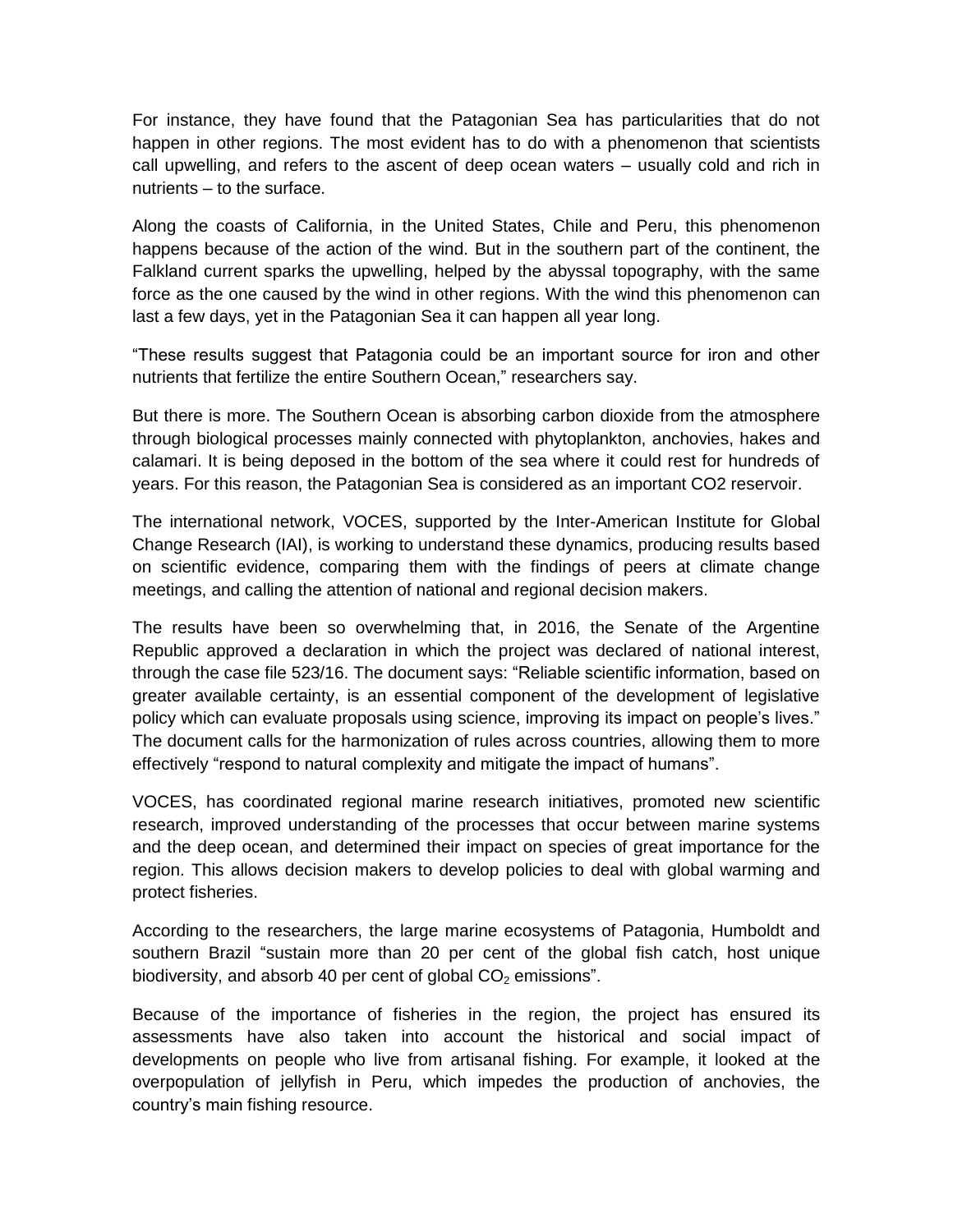For instance, they have found that the Patagonian Sea has particularities that do not happen in other regions. The most evident has to do with a phenomenon that scientists call upwelling, and refers to the ascent of deep ocean waters – usually cold and rich in nutrients – to the surface.

Along the coasts of California, in the United States, Chile and Peru, this phenomenon happens because of the action of the wind. But in the southern part of the continent, the Falkland current sparks the upwelling, helped by the abyssal topography, with the same force as the one caused by the wind in other regions. With the wind this phenomenon can last a few days, yet in the Patagonian Sea it can happen all year long.

"These results suggest that Patagonia could be an important source for iron and other nutrients that fertilize the entire Southern Ocean," researchers say.

But there is more. The Southern Ocean is absorbing carbon dioxide from the atmosphere through biological processes mainly connected with phytoplankton, anchovies, hakes and calamari. It is being deposed in the bottom of the sea where it could rest for hundreds of years. For this reason, the Patagonian Sea is considered as an important CO2 reservoir.

The international network, VOCES, supported by the Inter-American Institute for Global Change Research (IAI), is working to understand these dynamics, producing results based on scientific evidence, comparing them with the findings of peers at climate change meetings, and calling the attention of national and regional decision makers.

The results have been so overwhelming that, in 2016, the Senate of the Argentine Republic approved a declaration in which the project was declared of national interest, through the case file 523/16. The document says: "Reliable scientific information, based on greater available certainty, is an essential component of the development of legislative policy which can evaluate proposals using science, improving its impact on people's lives." The document calls for the harmonization of rules across countries, allowing them to more effectively "respond to natural complexity and mitigate the impact of humans".

VOCES, has coordinated regional marine research initiatives, promoted new scientific research, improved understanding of the processes that occur between marine systems and the deep ocean, and determined their impact on species of great importance for the region. This allows decision makers to develop policies to deal with global warming and protect fisheries.

According to the researchers, the large marine ecosystems of Patagonia, Humboldt and southern Brazil "sustain more than 20 per cent of the global fish catch, host unique biodiversity, and absorb 40 per cent of global $CO_2$ emissions".

Because of the importance of fisheries in the region, the project has ensured its assessments have also taken into account the historical and social impact of developments on people who live from artisanal fishing. For example, it looked at the overpopulation of jellyfish in Peru, which impedes the production of anchovies, the country's main fishing resource.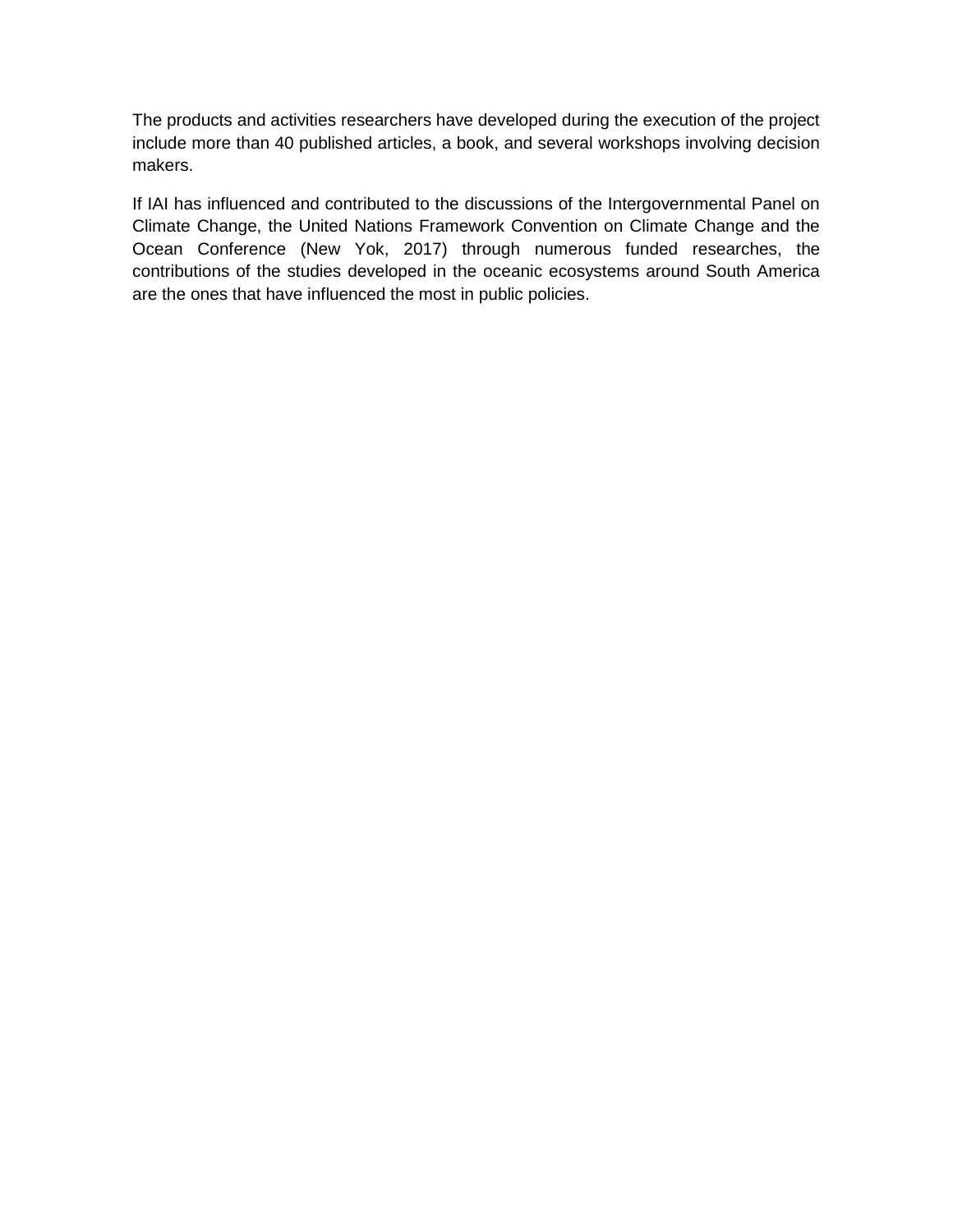The products and activities researchers have developed during the execution of the project include more than 40 published articles, a book, and several workshops involving decision makers.

If IAI has influenced and contributed to the discussions of the Intergovernmental Panel on Climate Change, the United Nations Framework Convention on Climate Change and the Ocean Conference (New Yok, 2017) through numerous funded researches, the contributions of the studies developed in the oceanic ecosystems around South America are the ones that have influenced the most in public policies.